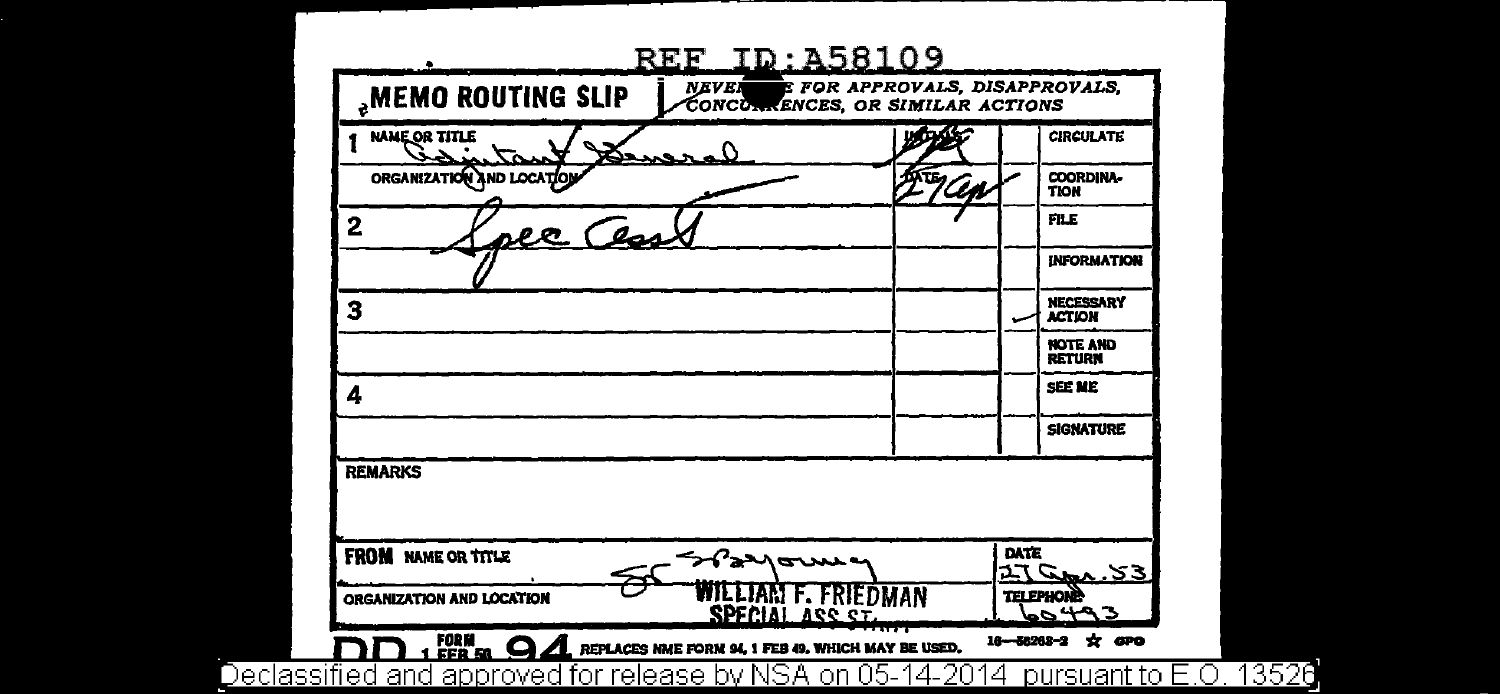REF ID:A58109

**MEMO ROUTING SLIP** | NEVER USE FOR APPROVALS, DISAPPROVALS, CONCURRENCES, OR SIMILAR ACTIONS

| | NAME OR TITLE | INITIALS | | |
|---|---|---|---|---|
| 1 | Adjutant General | | | CIRCULATE |
| | ORGANIZATION AND LOCATION | DATE 27 Apr | | COORDINATION |
| 2 | Spec Asst | | | FILE |
| | | | | INFORMATION |
| 3 | | | ✓ | NECESSARY ACTION |
| | | | | NOTE AND RETURN |
| 4 | | | | SEE ME |
| | | | | SIGNATURE |

**REMARKS**

**FROM** NAME OR TITLE: WILLIAM F. FRIEDMAN
ORGANIZATION AND LOCATION: SPECIAL ASS'T

DATE: 27 Apr. 53
TELEPHONE: 60493

DD FORM 1 FEB 50 94 REPLACES NME FORM 94, 1 FEB 49, WHICH MAY BE USED. 16—58262-2 ☆ GPO

Declassified and approved for release by NSA on 05-14-2014 pursuant to E.O. 13526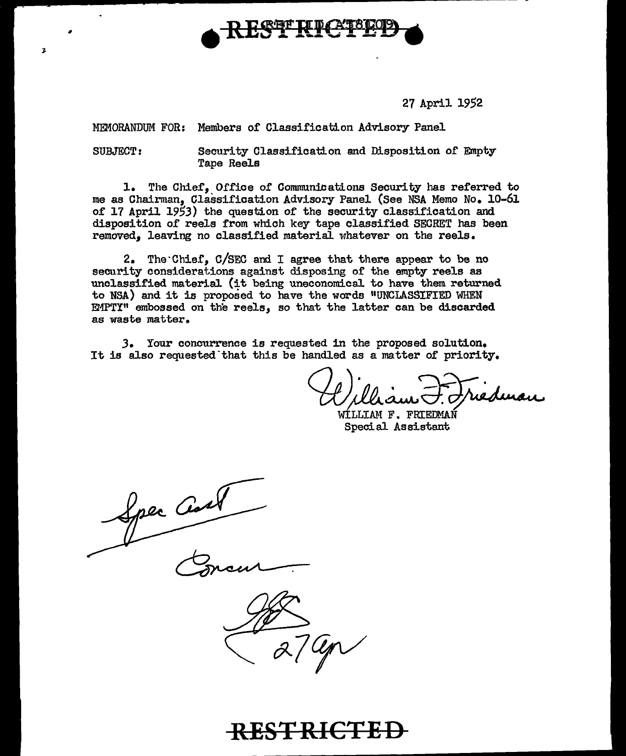RESTRICTED

27 April 1952

MEMORANDUM FOR: Members of Classification Advisory Panel

SUBJECT: Security Classification and Disposition of Empty Tape Reels

1. The Chief, Office of Communications Security has referred to me as Chairman, Classification Advisory Panel (See NSA Memo No. 10-61 of 17 April 1953) the question of the security classification and disposition of reels from which key tape classified SECRET has been removed, leaving no classified material whatever on the reels.

2. The Chief, C/SEC and I agree that there appear to be no security considerations against disposing of the empty reels as unclassified material (it being uneconomical to have them returned to NSA) and it is proposed to have the words "UNCLASSIFIED WHEN EMPTY" embossed on the reels, so that the latter can be discarded as waste matter.

3. Your concurrence is requested in the proposed solution. It is also requested that this be handled as a matter of priority.

William F. Friedman
WILLIAM F. FRIEDMAN
Special Assistant

Spec Asst

Concur

27 Apr

RESTRICTED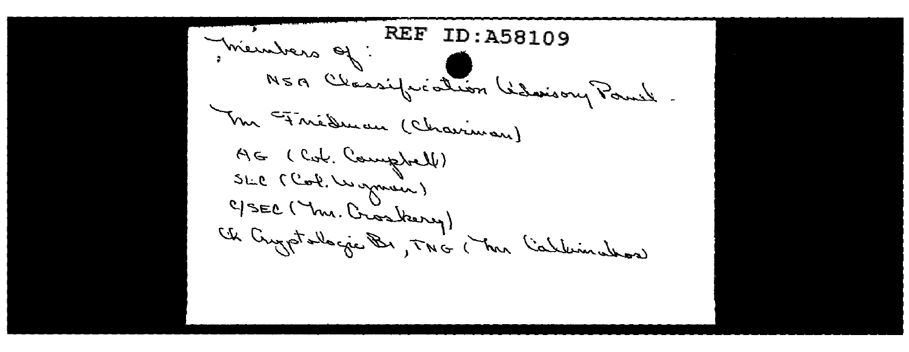REF ID:A58109

Members of:

NSA Classification Advisory Panel.

Mr Friedman (Chairman)

AG (Col. Campbell)

SEC (Col. Wyman)

C/SEC (Mr. Croskery)

Ch Cryptologic Br, TNG (Mr Callimahos)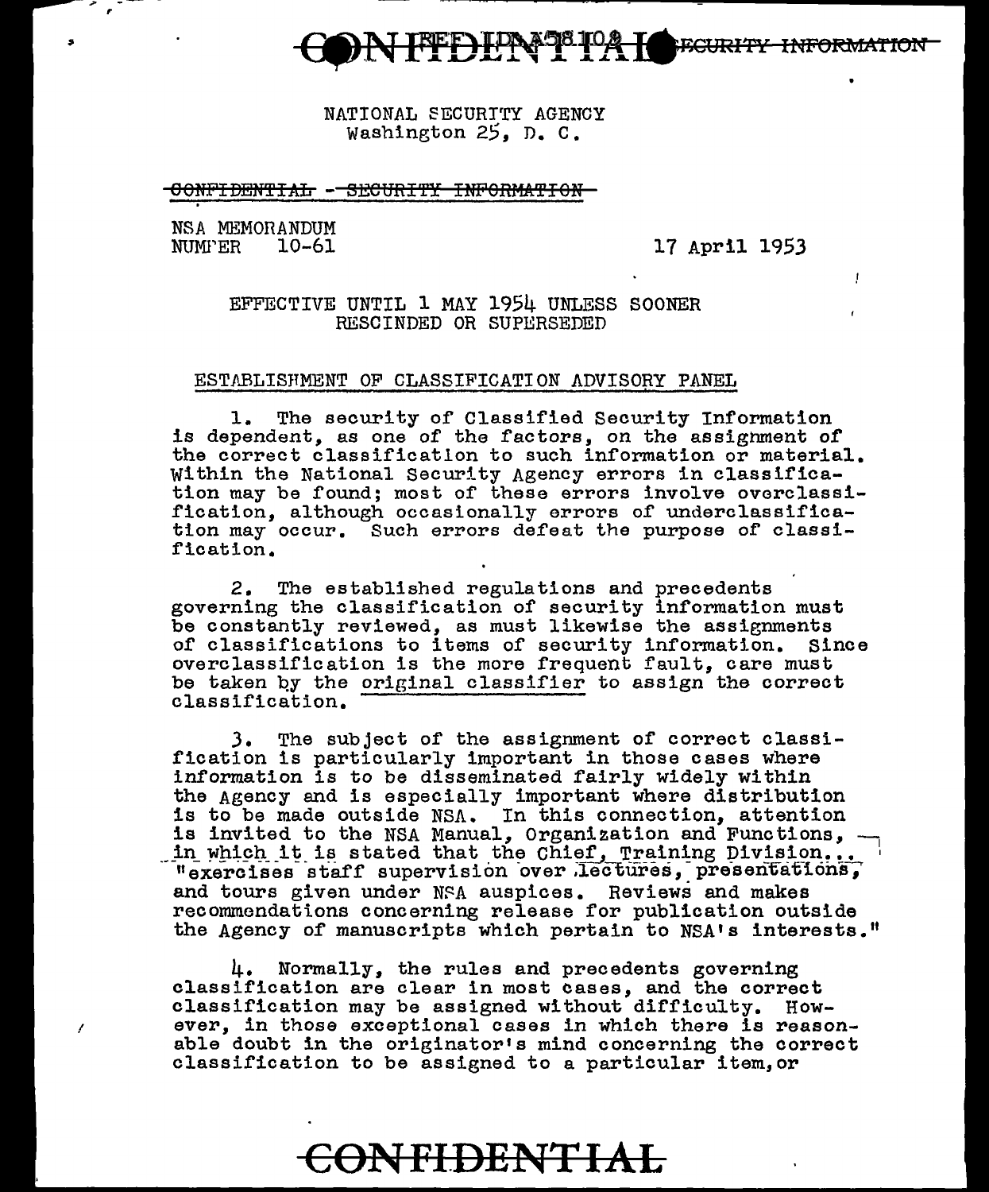CONFIDENTIAL - SECURITY INFORMATION

NATIONAL SECURITY AGENCY
Washington 25, D. C.

~~CONFIDENTIAL - SECURITY INFORMATION~~

NSA MEMORANDUM
NUMBER 10-61

17 April 1953

EFFECTIVE UNTIL 1 MAY 1954 UNLESS SOONER RESCINDED OR SUPERSEDED

ESTABLISHMENT OF CLASSIFICATION ADVISORY PANEL

1. The security of Classified Security Information is dependent, as one of the factors, on the assignment of the correct classification to such information or material. Within the National Security Agency errors in classification may be found; most of these errors involve overclassification, although occasionally errors of underclassification may occur. Such errors defeat the purpose of classification.

2. The established regulations and precedents governing the classification of security information must be constantly reviewed, as must likewise the assignments of classifications to items of security information. Since overclassification is the more frequent fault, care must be taken by the original classifier to assign the correct classification.

3. The subject of the assignment of correct classification is particularly important in those cases where information is to be disseminated fairly widely within the Agency and is especially important where distribution is to be made outside NSA. In this connection, attention is invited to the NSA Manual, Organization and Functions, in which it is stated that the Chief, Training Division... "exercises staff supervision over lectures, presentations, and tours given under NSA auspices. Reviews and makes recommendations concerning release for publication outside the Agency of manuscripts which pertain to NSA's interests."

4. Normally, the rules and precedents governing classification are clear in most cases, and the correct classification may be assigned without difficulty. However, in those exceptional cases in which there is reasonable doubt in the originator's mind concerning the correct classification to be assigned to a particular item, or

~~CONFIDENTIAL~~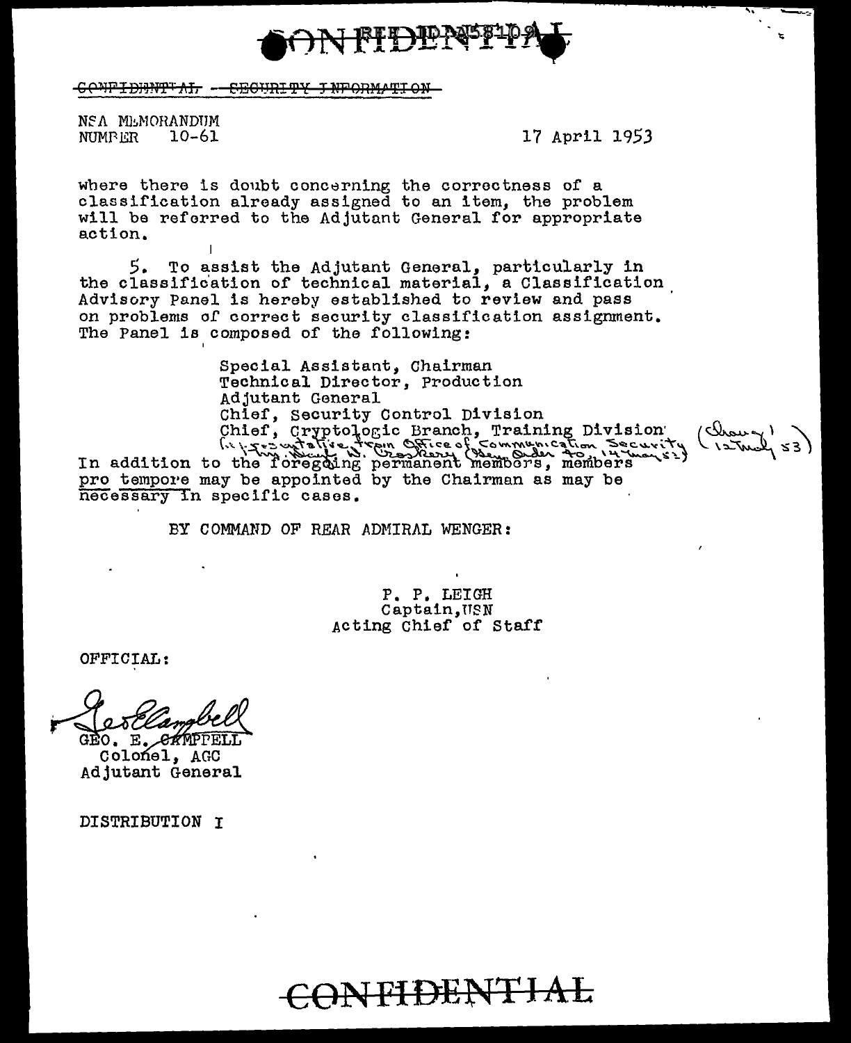CONFIDENTIAL - SECURITY INFORMATION

NSA MEMORANDUM
NUMBER 10-61

17 April 1953

where there is doubt concerning the correctness of a classification already assigned to an item, the problem will be referred to the Adjutant General for appropriate action.

5. To assist the Adjutant General, particularly in the classification of technical material, a Classification Advisory Panel is hereby established to review and pass on problems of correct security classification assignment. The Panel is composed of the following:

Special Assistant, Chairman
Technical Director, Production
Adjutant General
Chief, Security Control Division
Chief, Cryptologic Branch, Training Division
Representative from Office of Communication Security (Mr. Capt W. Croskery) (Gen. Order 40, 14 May 53) (Change 1, 12 May 53)

In addition to the foregoing permanent members, members pro tempore may be appointed by the Chairman as may be necessary in specific cases.

BY COMMAND OF REAR ADMIRAL WENGER:

P. P. LEIGH
Captain, USN
Acting Chief of Staff

OFFICIAL:

GEO. E. CAMPBELL
Colonel, AGC
Adjutant General

DISTRIBUTION I

CONFIDENTIAL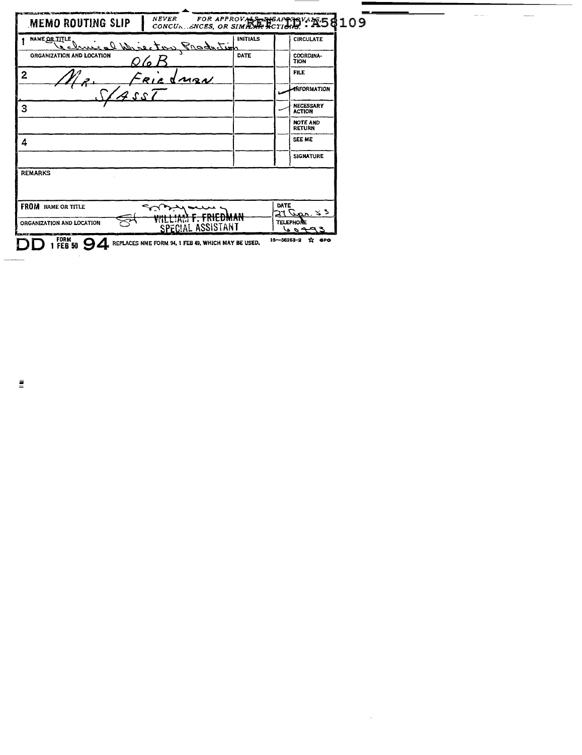REF ID:A58109

# MEMO ROUTING SLIP

*NEVER USE FOR APPROVALS, DISAPPROVALS, CONCURRENCES, OR SIMILAR ACTIONS.*

| | NAME OR TITLE / ORGANIZATION AND LOCATION | INITIALS / DATE | | |
|---|---|---|---|---|
| 1 | Technical Director, Production | | | CIRCULATE |
| | 06B | | | COORDINATION |
| 2 | Mr. Friedman | | | FILE |
| | S/Asst | | ✓ | INFORMATION |
| 3 | | | ✓ | NECESSARY ACTION |
| | | | | NOTE AND RETURN |
| 4 | | | | SEE ME |
| | | | | SIGNATURE |

REMARKS

| FROM NAME OR TITLE | DATE |
|---|---|
| WILLIAM F. FRIEDMAN | 27 Apr. 53 |
| ORGANIZATION AND LOCATION: SPECIAL ASSISTANT | TELEPHONE: 60493 |

DD FORM 1 FEB 50 94 REPLACES NME FORM 94, 1 FEB 49, WHICH MAY BE USED. 16—58203-2 ☆ GPO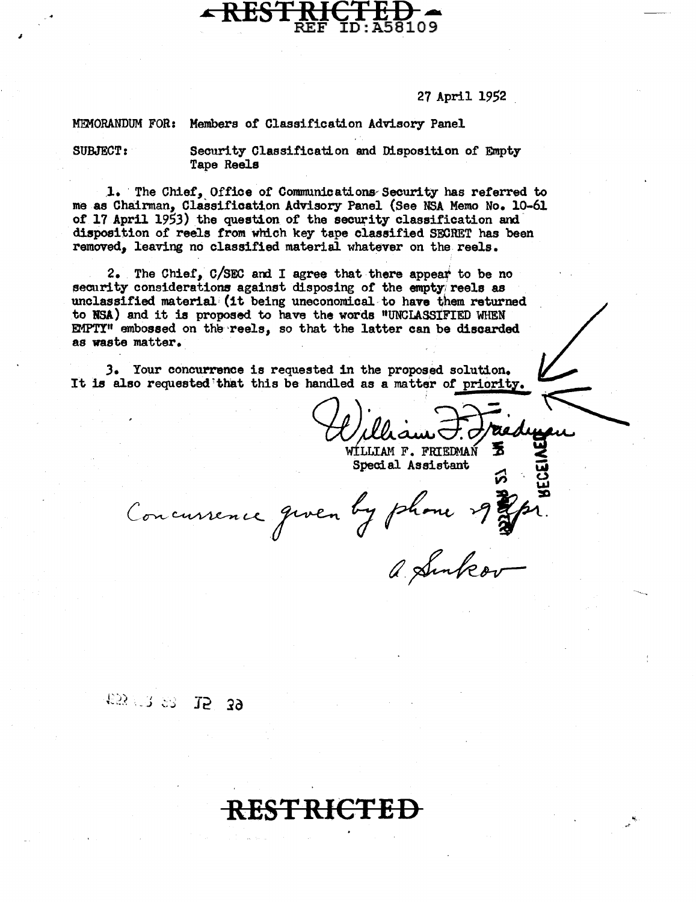RESTRICTED
REF ID:A58109

27 April 1952

MEMORANDUM FOR: Members of Classification Advisory Panel

SUBJECT: Security Classification and Disposition of Empty Tape Reels

1. The Chief, Office of Communications Security has referred to me as Chairman, Classification Advisory Panel (See NSA Memo No. 10-61 of 17 April 1953) the question of the security classification and disposition of reels from which key tape classified SECRET has been removed, leaving no classified material whatever on the reels.

2. The Chief, C/SEC and I agree that there appear to be no security considerations against disposing of the empty reels as unclassified material (it being uneconomical to have them returned to NSA) and it is proposed to have the words "UNCLASSIFIED WHEN EMPTY" embossed on the reels, so that the latter can be discarded as waste matter.

3. Your concurrence is requested in the proposed solution. It is also requested that this be handled as a matter of priority.

William F. Friedman
WILLIAM F. FRIEDMAN
Special Assistant

Concurrence given by phone 29 Apr.
A. Sinkov

RECEIVED

RESTRICTED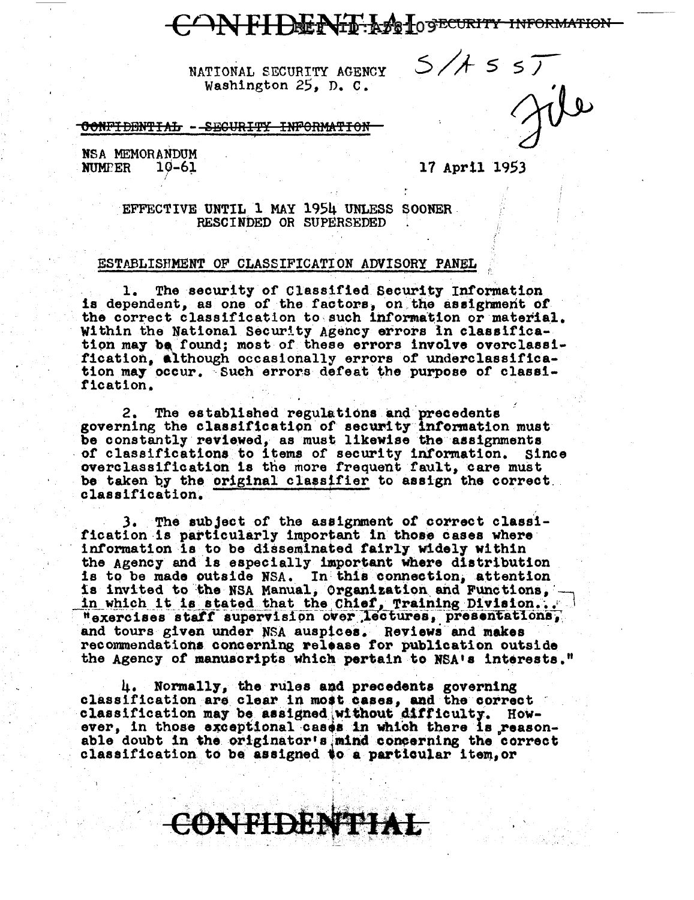CONFIDENTIAL REF ID:A58109 SECURITY INFORMATION

NATIONAL SECURITY AGENCY
Washington 25, D. C.

S/A 55T
File

CONFIDENTIAL - SECURITY INFORMATION

NSA MEMORANDUM
NUMBER 10-61

17 April 1953

EFFECTIVE UNTIL 1 MAY 1954 UNLESS SOONER RESCINDED OR SUPERSEDED

ESTABLISHMENT OF CLASSIFICATION ADVISORY PANEL

1. The security of Classified Security Information is dependent, as one of the factors, on the assignment of the correct classification to such information or material. Within the National Security Agency errors in classification may be found; most of these errors involve overclassification, although occasionally errors of underclassification may occur. Such errors defeat the purpose of classification.

2. The established regulations and precedents governing the classification of security information must be constantly reviewed, as must likewise the assignments of classifications to items of security information. Since overclassification is the more frequent fault, care must be taken by the original classifier to assign the correct classification.

3. The subject of the assignment of correct classification is particularly important in those cases where information is to be disseminated fairly widely within the Agency and is especially important where distribution is to be made outside NSA. In this connection, attention is invited to the NSA Manual, Organization and Functions, in which it is stated that the Chief, Training Division... "exercises staff supervision over lectures, presentations, and tours given under NSA auspices. Reviews and makes recommendations concerning release for publication outside the Agency of manuscripts which pertain to NSA's interests."

4. Normally, the rules and precedents governing classification are clear in most cases, and the correct classification may be assigned without difficulty. However, in those exceptional cases in which there is reasonable doubt in the originator's mind concerning the correct classification to be assigned to a particular item, or

CONFIDENTIAL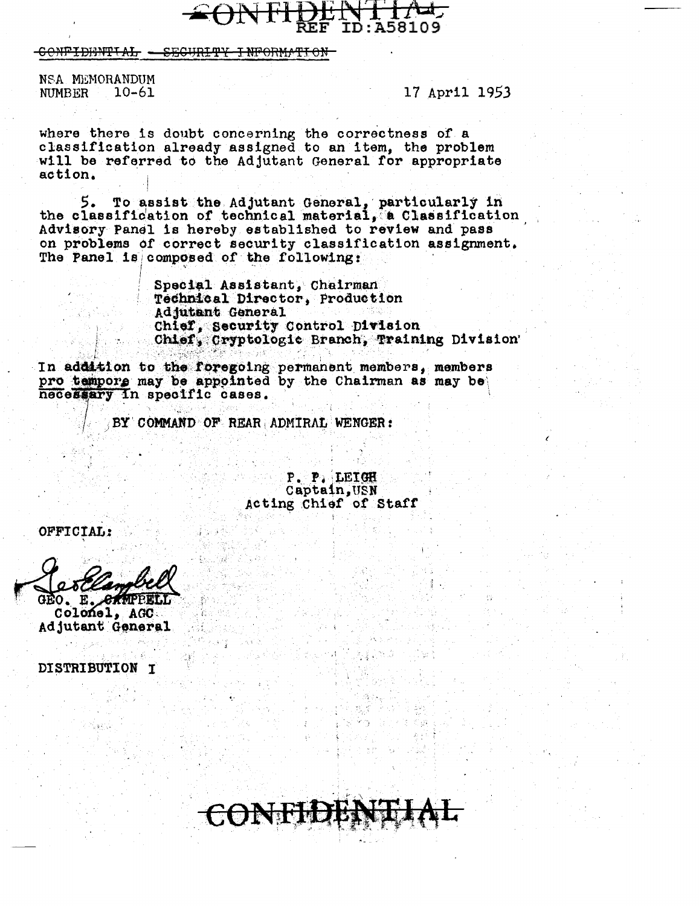CONFIDENTIAL

REF ID:A58109

~~CONFIDENTIAL — SECURITY INFORMATION~~

NSA MEMORANDUM
NUMBER 10-61

17 April 1953

where there is doubt concerning the correctness of a classification already assigned to an item, the problem will be referred to the Adjutant General for appropriate action.

5. To assist the Adjutant General, particularly in the classification of technical material, a Classification Advisory Panel is hereby established to review and pass on problems of correct security classification assignment. The Panel is composed of the following:

Special Assistant, Chairman
Technical Director, Production
Adjutant General
Chief, Security Control Division
Chief, Cryptologic Branch, Training Division

In addition to the foregoing permanent members, members pro tempore may be appointed by the Chairman as may be necessary in specific cases.

BY COMMAND OF REAR ADMIRAL WENGER:

P. P. LEIGH
Captain, USN
Acting Chief of Staff

OFFICIAL:

Geo. E. Campbell
GEO. E. CAMPBELL
Colonel, AGC
Adjutant General

DISTRIBUTION I

CONFIDENTIAL